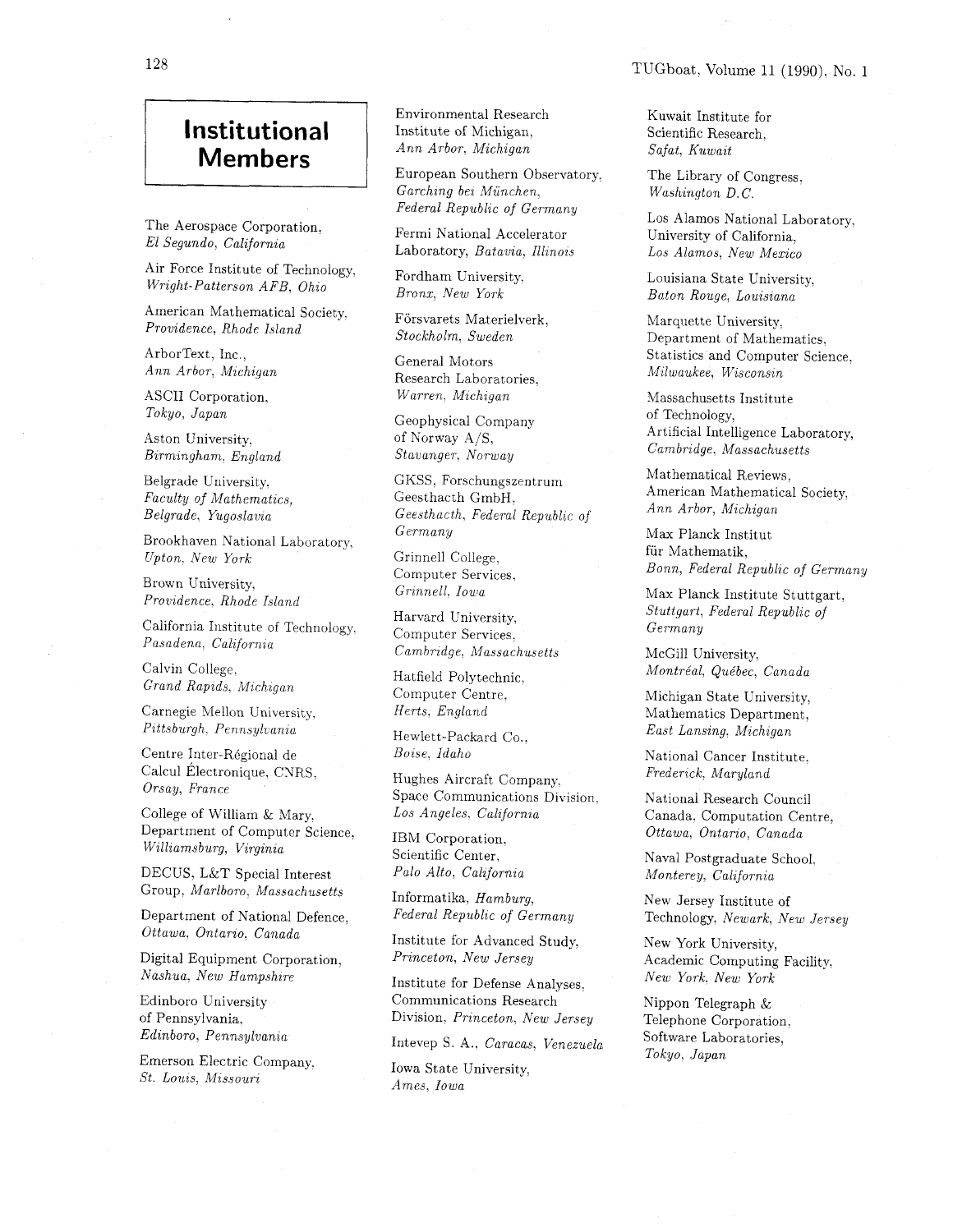# Institutional Members

The Aerospace Corporation, *El Segundo, California*

Air Force Institute of Technology, *Wright-Patterson AFB, Ohio*

American Mathematical Society, *Providence, Rhode Island*

ArborText, Inc., *Ann Arbor, Michigan*

ASCII Corporation, *Tokyo, Japan*

Aston University, *Birmingham, England*

Belgrade University, *Faculty of Mathematics, Belgrade, Yugoslavia*

Brookhaven National Laboratory, *Upton, New York*

Brown University, *Providence, Rhode Island*

California Institute of Technology, *Pasadena, California*

Calvin College, *Grand Rapids, Michigan*

Carnegie Mellon University, *Pittsburgh, Pennsylvania*

Centre Inter-Régional de Calcul Électronique, CNRS, *Orsay, France*

College of William & Mary, Department of Computer Science, *Williamsburg, Virginia*

DECUS, L&T Special Interest Group, *Marlboro, Massachusetts*

Department of National Defence, *Ottawa, Ontario, Canada*

Digital Equipment Corporation, *Nashua, New Hampshire*

Edinboro University of Pennsylvania, *Edinboro, Pennsylvania*

Emerson Electric Company, *St. Louis, Missouri*

Environmental Research Institute of Michigan, *Ann Arbor, Michigan*

European Southern Observatory, *Garching bei München, Federal Republic of Germany*

Fermi National Accelerator Laboratory, *Batavia, Illinois*

Fordham University, *Bronx, New York*

Försvarets Materielverk, *Stockholm, Sweden*

General Motors Research Laboratories, *Warren, Michigan*

Geophysical Company of Norway A/S, *Stavanger, Norway*

GKSS, Forschungszentrum Geesthacth GmbH, *Geesthacth, Federal Republic of Germany*

Grinnell College, Computer Services, *Grinnell, Iowa*

Harvard University, Computer Services, *Cambridge, Massachusetts*

Hatfield Polytechnic, Computer Centre, *Herts, England*

Hewlett-Packard Co., *Boise, Idaho*

Hughes Aircraft Company, Space Communications Division, *Los Angeles, California*

IBM Corporation, Scientific Center, *Palo Alto, California*

Informatika, *Hamburg, Federal Republic of Germany*

Institute for Advanced Study, *Princeton, New Jersey*

Institute for Defense Analyses, Communications Research Division, *Princeton, New Jersey*

Intevep S. A., *Caracas, Venezuela*

Iowa State University, *Ames, Iowa*

Kuwait Institute for Scientific Research, *Safat, Kuwait*

The Library of Congress, *Washington D.C.*

Los Alamos National Laboratory, University of California, *Los Alamos, New Mexico*

Louisiana State University, *Baton Rouge, Louisiana*

Marquette University, Department of Mathematics, Statistics and Computer Science, *Milwaukee, Wisconsin*

Massachusetts Institute of Technology, Artificial Intelligence Laboratory, *Cambridge, Massachusetts*

Mathematical Reviews, American Mathematical Society, *Ann Arbor, Michigan*

Max Planck Institut für Mathematik, *Bonn, Federal Republic of Germany*

Max Planck Institute Stuttgart, *Stuttgart, Federal Republic of Germany*

McGill University, *Montréal, Québec, Canada*

Michigan State University, Mathematics Department, *East Lansing, Michigan*

National Cancer Institute, *Frederick, Maryland*

National Research Council Canada, Computation Centre, *Ottawa, Ontario, Canada*

Naval Postgraduate School, *Monterey, California*

New Jersey Institute of Technology, *Newark, New Jersey*

New York University, Academic Computing Facility, *New York, New York*

Nippon Telegraph & Telephone Corporation, Software Laboratories, *Tokyo, Japan*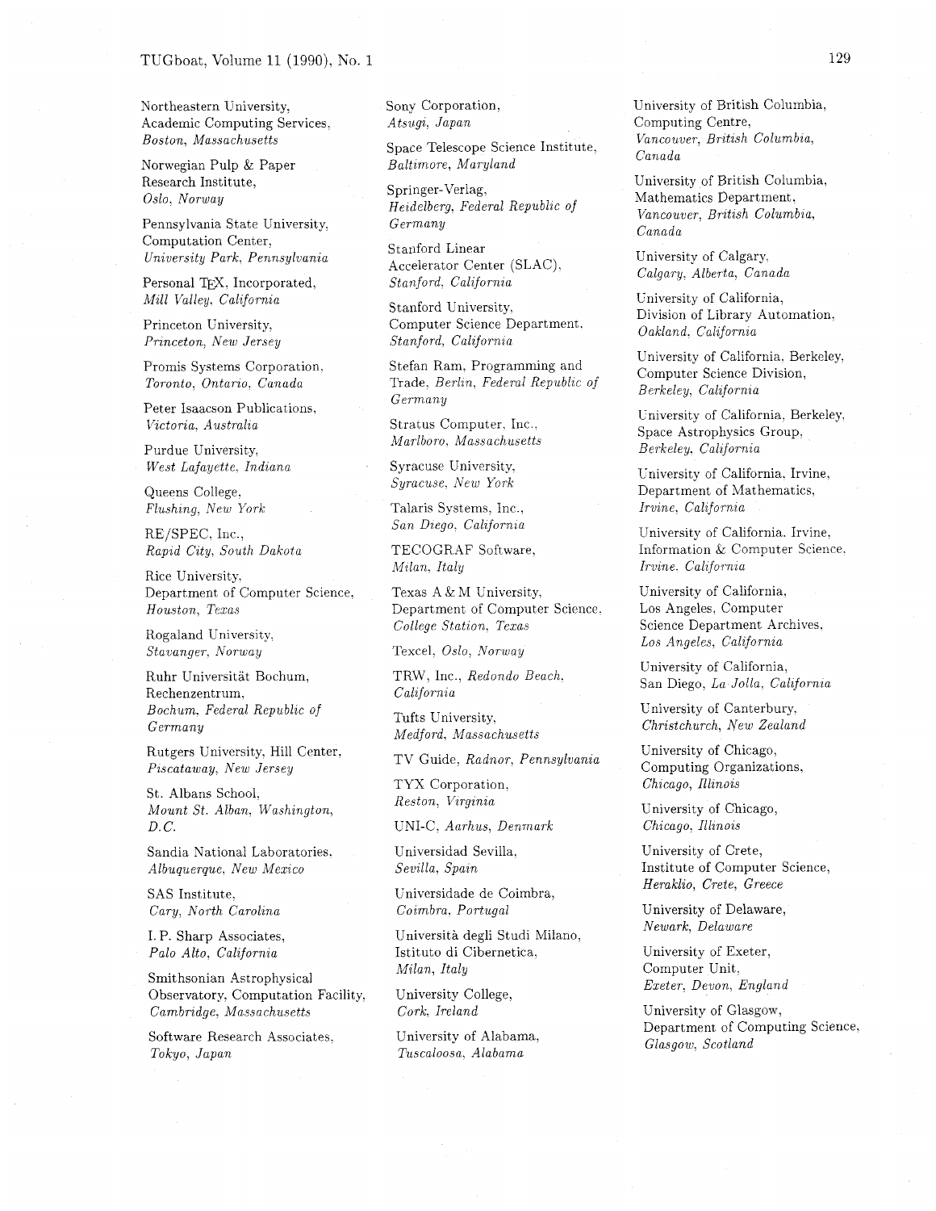Northeastern University,
Academic Computing Services,
*Boston, Massachusetts*

Norwegian Pulp & Paper
Research Institute,
*Oslo, Norway*

Pennsylvania State University,
Computation Center,
*University Park, Pennsylvania*

Personal TEX, Incorporated,
*Mill Valley, California*

Princeton University,
*Princeton, New Jersey*

Promis Systems Corporation,
*Toronto, Ontario, Canada*

Peter Isaacson Publications,
*Victoria, Australia*

Purdue University,
*West Lafayette, Indiana*

Queens College,
*Flushing, New York*

RE/SPEC, Inc.,
*Rapid City, South Dakota*

Rice University,
Department of Computer Science,
*Houston, Texas*

Rogaland University,
*Stavanger, Norway*

Ruhr Universität Bochum,
Rechenzentrum,
*Bochum, Federal Republic of Germany*

Rutgers University, Hill Center,
*Piscataway, New Jersey*

St. Albans School,
*Mount St. Alban, Washington, D.C.*

Sandia National Laboratories,
*Albuquerque, New Mexico*

SAS Institute,
*Cary, North Carolina*

I. P. Sharp Associates,
*Palo Alto, California*

Smithsonian Astrophysical
Observatory, Computation Facility,
*Cambridge, Massachusetts*

Software Research Associates,
*Tokyo, Japan*

Sony Corporation,
*Atsugi, Japan*

Space Telescope Science Institute,
*Baltimore, Maryland*

Springer-Verlag,
*Heidelberg, Federal Republic of Germany*

Stanford Linear
Accelerator Center (SLAC),
*Stanford, California*

Stanford University,
Computer Science Department,
*Stanford, California*

Stefan Ram, Programming and
Trade, *Berlin, Federal Republic of Germany*

Stratus Computer, Inc.,
*Marlboro, Massachusetts*

Syracuse University,
*Syracuse, New York*

Talaris Systems, Inc.,
*San Diego, California*

TECOGRAF Software,
*Milan, Italy*

Texas A & M University,
Department of Computer Science,
*College Station, Texas*

Texcel, *Oslo, Norway*

TRW, Inc., *Redondo Beach, California*

Tufts University,
*Medford, Massachusetts*

TV Guide, *Radnor, Pennsylvania*

TYX Corporation,
*Reston, Virginia*

UNI-C, *Aarhus, Denmark*

Universidad Sevilla,
*Sevilla, Spain*

Universidade de Coimbra,
*Coimbra, Portugal*

Università degli Studi Milano,
Istituto di Cibernetica,
*Milan, Italy*

University College,
*Cork, Ireland*

University of Alabama,
*Tuscaloosa, Alabama*

University of British Columbia,
Computing Centre,
*Vancouver, British Columbia, Canada*

University of British Columbia,
Mathematics Department,
*Vancouver, British Columbia, Canada*

University of Calgary,
*Calgary, Alberta, Canada*

University of California,
Division of Library Automation,
*Oakland, California*

University of California, Berkeley,
Computer Science Division,
*Berkeley, California*

University of California, Berkeley,
Space Astrophysics Group,
*Berkeley, California*

University of California, Irvine,
Department of Mathematics,
*Irvine, California*

University of California, Irvine,
Information & Computer Science,
*Irvine, California*

University of California,
Los Angeles, Computer
Science Department Archives,
*Los Angeles, California*

University of California,
San Diego, *La Jolla, California*

University of Canterbury,
*Christchurch, New Zealand*

University of Chicago,
Computing Organizations,
*Chicago, Illinois*

University of Chicago,
*Chicago, Illinois*

University of Crete,
Institute of Computer Science,
*Heraklio, Crete, Greece*

University of Delaware,
*Newark, Delaware*

University of Exeter,
Computer Unit,
*Exeter, Devon, England*

University of Glasgow,
Department of Computing Science,
*Glasgow, Scotland*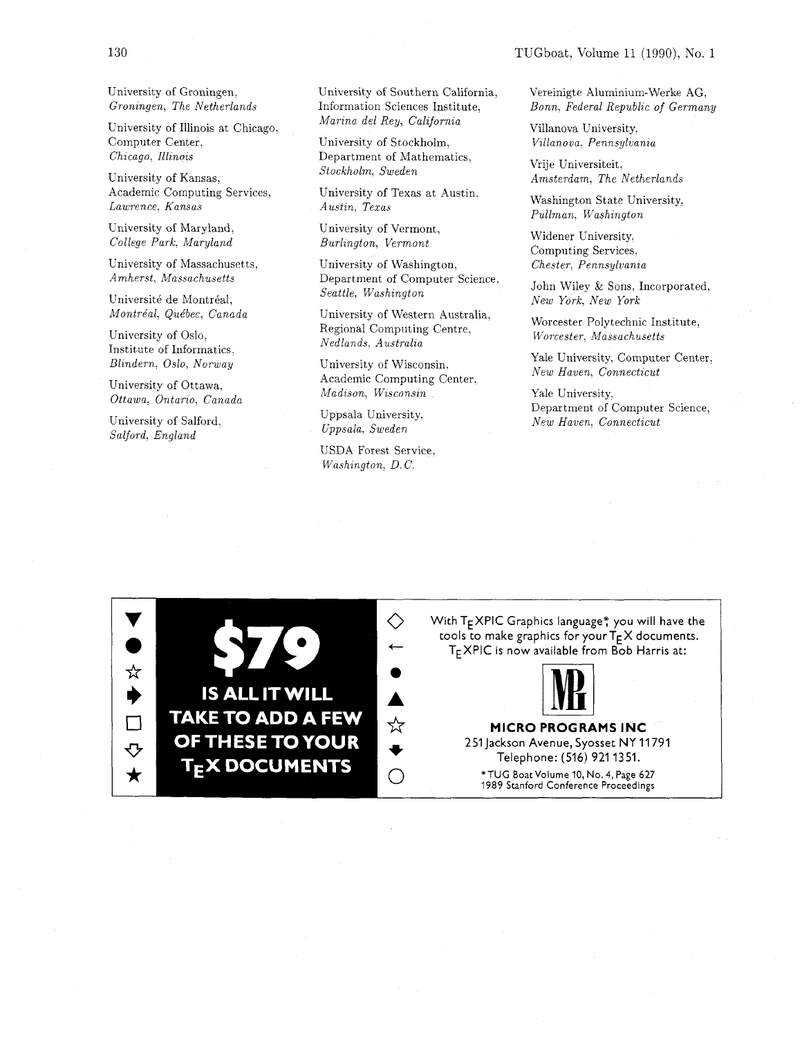University of Groningen,
*Groningen, The Netherlands*

University of Illinois at Chicago,
Computer Center,
*Chicago, Illinois*

University of Kansas,
Academic Computing Services,
*Lawrence, Kansas*

University of Maryland,
*College Park, Maryland*

University of Massachusetts,
*Amherst, Massachusetts*

Université de Montréal,
*Montréal, Québec, Canada*

University of Oslo,
Institute of Informatics,
*Blindern, Oslo, Norway*

University of Ottawa,
*Ottawa, Ontario, Canada*

University of Salford,
*Salford, England*

University of Southern California,
Information Sciences Institute,
*Marina del Rey, California*

University of Stockholm,
Department of Mathematics,
*Stockholm, Sweden*

University of Texas at Austin,
*Austin, Texas*

University of Vermont,
*Burlington, Vermont*

University of Washington,
Department of Computer Science,
*Seattle, Washington*

University of Western Australia,
Regional Computing Centre,
*Nedlands, Australia*

University of Wisconsin,
Academic Computing Center,
*Madison, Wisconsin*

Uppsala University,
*Uppsala, Sweden*

USDA Forest Service,
*Washington, D.C.*

Vereinigte Aluminium-Werke AG,
*Bonn, Federal Republic of Germany*

Villanova University,
*Villanova, Pennsylvania*

Vrije Universiteit,
*Amsterdam, The Netherlands*

Washington State University,
*Pullman, Washington*

Widener University,
Computing Services,
*Chester, Pennsylvania*

John Wiley & Sons, Incorporated,
*New York, New York*

Worcester Polytechnic Institute,
*Worcester, Massachusetts*

Yale University, Computer Center,
*New Haven, Connecticut*

Yale University,
Department of Computer Science,
*New Haven, Connecticut*

---

**$79 IS ALL IT WILL TAKE TO ADD A FEW OF THESE TO YOUR TEX DOCUMENTS**

With TEXPIC Graphics language*, you will have the tools to make graphics for your TEX documents. TEXPIC is now available from Bob Harris at:

MR

**MICRO PROGRAMS INC**
251 Jackson Avenue, Syosset NY 11791
Telephone: (516) 921 1351.

*TUG Boat Volume 10, No. 4, Page 627
1989 Stanford Conference Proceedings